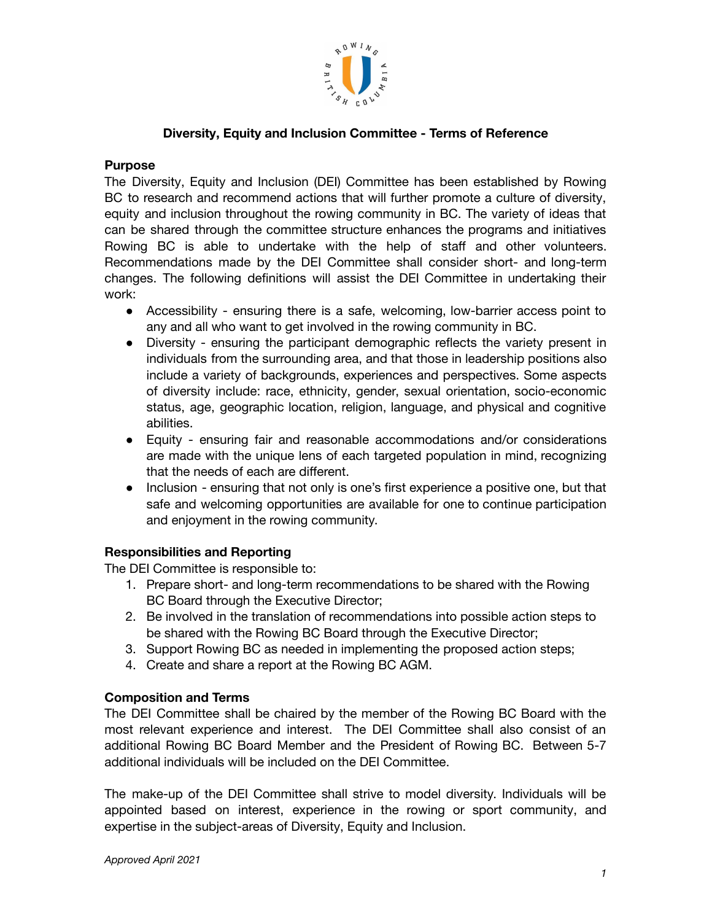# Diversity, Equity and Inclusion Committee - Terms of Reference

## Purpose

The Diversity, Equity and Inclusion (DEI) Committee has been established by Rowing BC to research and recommend actions that will further promote a culture of diversity, equity and inclusion throughout the rowing community in BC. The variety of ideas that can be shared through the committee structure enhances the programs and initiatives Rowing BC is able to undertake with the help of staff and other volunteers. Recommendations made by the DEI Committee shall consider short- and long-term changes. The following definitions will assist the DEI Committee in undertaking their work:

- Accessibility - ensuring there is a safe, welcoming, low-barrier access point to any and all who want to get involved in the rowing community in BC.
- Diversity - ensuring the participant demographic reflects the variety present in individuals from the surrounding area, and that those in leadership positions also include a variety of backgrounds, experiences and perspectives. Some aspects of diversity include: race, ethnicity, gender, sexual orientation, socio-economic status, age, geographic location, religion, language, and physical and cognitive abilities.
- Equity - ensuring fair and reasonable accommodations and/or considerations are made with the unique lens of each targeted population in mind, recognizing that the needs of each are different.
- Inclusion - ensuring that not only is one's first experience a positive one, but that safe and welcoming opportunities are available for one to continue participation and enjoyment in the rowing community.

## Responsibilities and Reporting

The DEI Committee is responsible to:

1. Prepare short- and long-term recommendations to be shared with the Rowing BC Board through the Executive Director;
2. Be involved in the translation of recommendations into possible action steps to be shared with the Rowing BC Board through the Executive Director;
3. Support Rowing BC as needed in implementing the proposed action steps;
4. Create and share a report at the Rowing BC AGM.

## Composition and Terms

The DEI Committee shall be chaired by the member of the Rowing BC Board with the most relevant experience and interest. The DEI Committee shall also consist of an additional Rowing BC Board Member and the President of Rowing BC. Between 5-7 additional individuals will be included on the DEI Committee.

The make-up of the DEI Committee shall strive to model diversity. Individuals will be appointed based on interest, experience in the rowing or sport community, and expertise in the subject-areas of Diversity, Equity and Inclusion.

*Approved April 2021*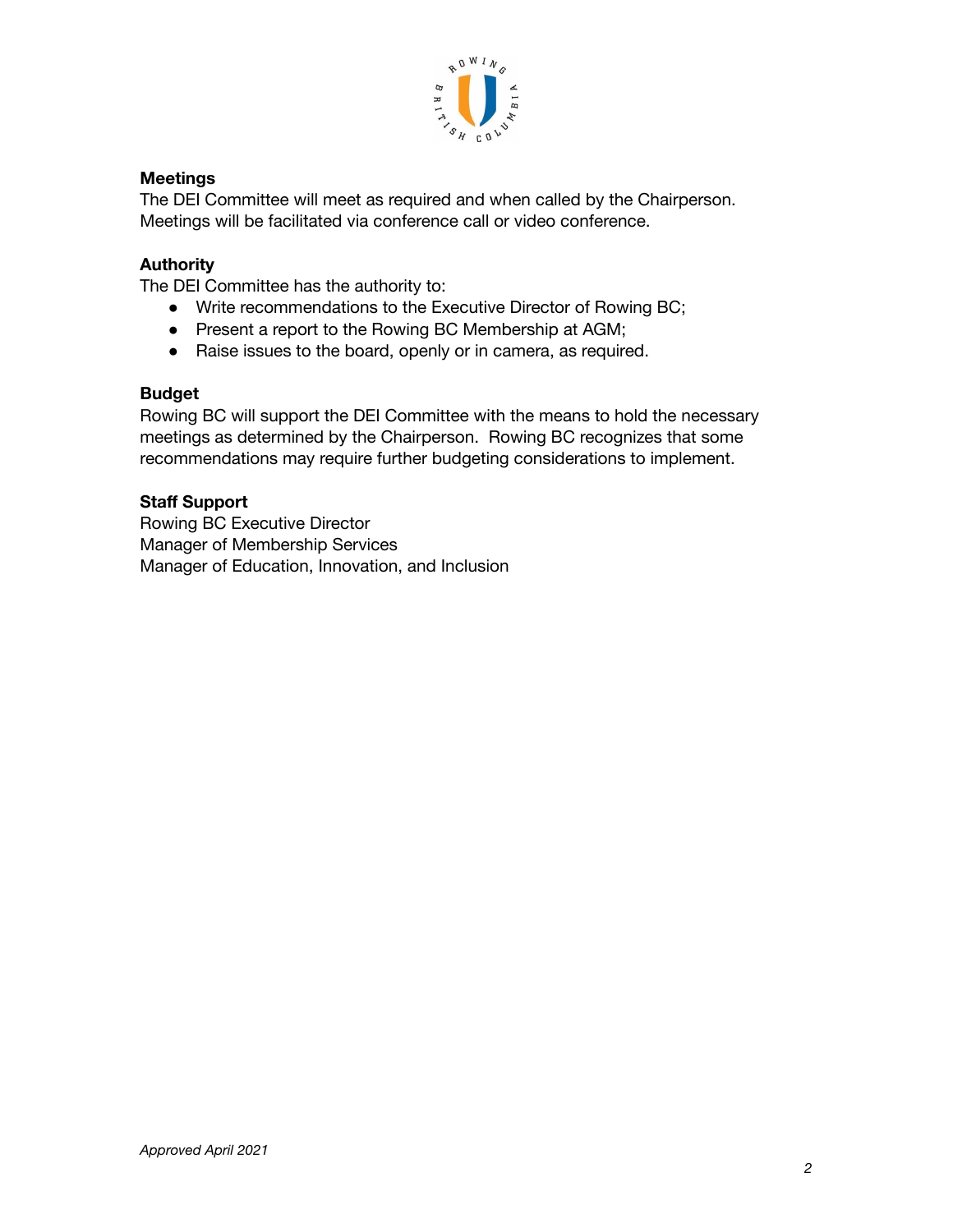## Meetings

The DEI Committee will meet as required and when called by the Chairperson. Meetings will be facilitated via conference call or video conference.

## Authority

The DEI Committee has the authority to:

- Write recommendations to the Executive Director of Rowing BC;
- Present a report to the Rowing BC Membership at AGM;
- Raise issues to the board, openly or in camera, as required.

## Budget

Rowing BC will support the DEI Committee with the means to hold the necessary meetings as determined by the Chairperson. Rowing BC recognizes that some recommendations may require further budgeting considerations to implement.

## Staff Support

Rowing BC Executive Director
Manager of Membership Services
Manager of Education, Innovation, and Inclusion

*Approved April 2021*